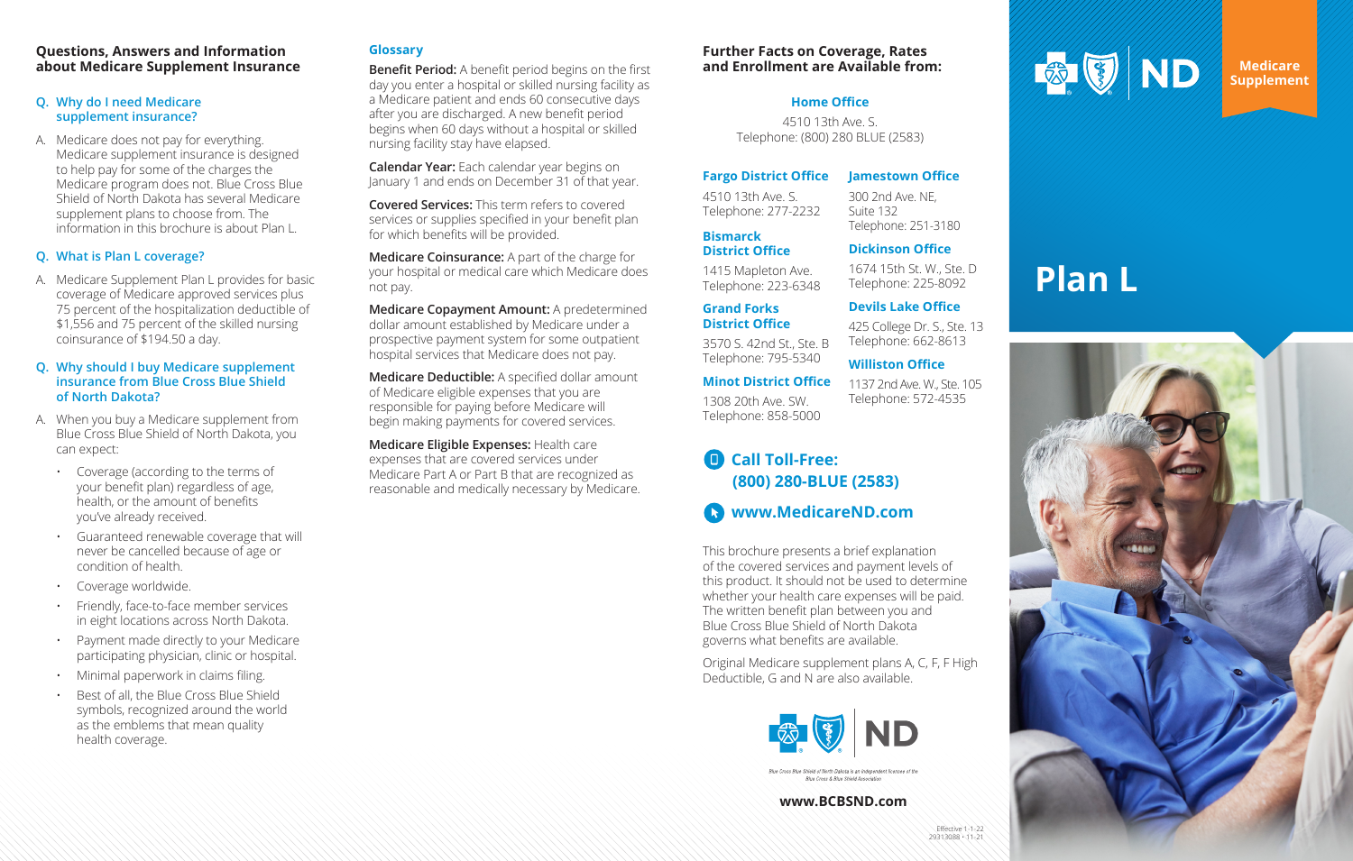## Questions, Answers and Information about Medicare Supplement Insurance

### Q. Why do I need Medicare supplement insurance?

A. Medicare does not pay for everything. Medicare supplement insurance is designed to help pay for some of the charges the Medicare program does not. Blue Cross Blue Shield of North Dakota has several Medicare supplement plans to choose from. The information in this brochure is about Plan L.

### Q. What is Plan L coverage?

A. Medicare Supplement Plan L provides for basic coverage of Medicare approved services plus 75 percent of the hospitalization deductible of $1,556 and 75 percent of the skilled nursing coinsurance of $194.50 a day.

### Q. Why should I buy Medicare supplement insurance from Blue Cross Blue Shield of North Dakota?

A. When you buy a Medicare supplement from Blue Cross Blue Shield of North Dakota, you can expect:

- Coverage (according to the terms of your benefit plan) regardless of age, health, or the amount of benefits you've already received.
- Guaranteed renewable coverage that will never be cancelled because of age or condition of health.
- Coverage worldwide.
- Friendly, face-to-face member services in eight locations across North Dakota.
- Payment made directly to your Medicare participating physician, clinic or hospital.
- Minimal paperwork in claims filing.
- Best of all, the Blue Cross Blue Shield symbols, recognized around the world as the emblems that mean quality health coverage.

## Glossary

**Benefit Period:** A benefit period begins on the first day you enter a hospital or skilled nursing facility as a Medicare patient and ends 60 consecutive days after you are discharged. A new benefit period begins when 60 days without a hospital or skilled nursing facility stay have elapsed.

**Calendar Year:** Each calendar year begins on January 1 and ends on December 31 of that year.

**Covered Services:** This term refers to covered services or supplies specified in your benefit plan for which benefits will be provided.

**Medicare Coinsurance:** A part of the charge for your hospital or medical care which Medicare does not pay.

**Medicare Copayment Amount:** A predetermined dollar amount established by Medicare under a prospective payment system for some outpatient hospital services that Medicare does not pay.

**Medicare Deductible:** A specified dollar amount of Medicare eligible expenses that you are responsible for paying before Medicare will begin making payments for covered services.

**Medicare Eligible Expenses:** Health care expenses that are covered services under Medicare Part A or Part B that are recognized as reasonable and medically necessary by Medicare.

## Further Facts on Coverage, Rates and Enrollment are Available from:

**Home Office**
4510 13th Ave. S.
Telephone: (800) 280 BLUE (2583)

**Fargo District Office**
4510 13th Ave. S.
Telephone: 277-2232

**Bismarck District Office**
1415 Mapleton Ave.
Telephone: 223-6348

**Grand Forks District Office**
3570 S. 42nd St., Ste. B
Telephone: 795-5340

**Minot District Office**
1308 20th Ave. SW.
Telephone: 858-5000

**Jamestown Office**
300 2nd Ave. NE, Suite 132
Telephone: 251-3180

**Dickinson Office**
1674 15th St. W., Ste. D
Telephone: 225-8092

**Devils Lake Office**
425 College Dr. S., Ste. 13
Telephone: 662-8613

**Williston Office**
1137 2nd Ave. W., Ste. 105
Telephone: 572-4535

**Call Toll-Free: (800) 280-BLUE (2583)**

**www.MedicareND.com**

This brochure presents a brief explanation of the covered services and payment levels of this product. It should not be used to determine whether your health care expenses will be paid. The written benefit plan between you and Blue Cross Blue Shield of North Dakota governs what benefits are available.

Original Medicare supplement plans A, C, F, F High Deductible, G and N are also available.

ND

*Blue Cross Blue Shield of North Dakota is an independent licensee of the Blue Cross & Blue Shield Association*

**www.BCBSND.com**

Effective 1-1-22
29313088 • 11-21

ND

**Medicare Supplement**

# Plan L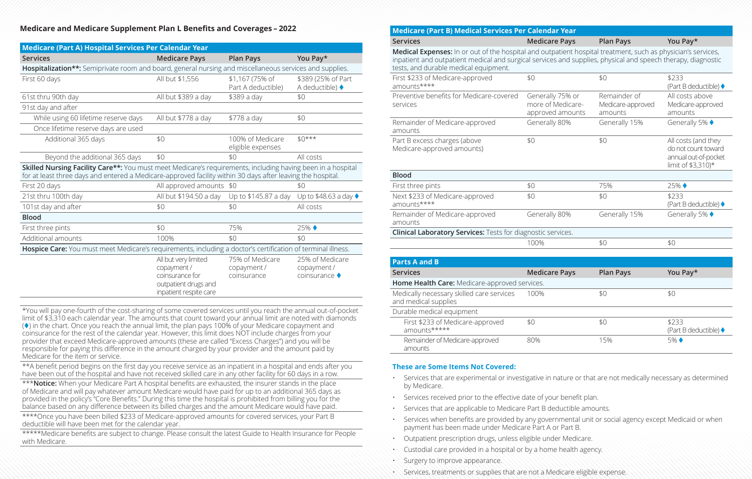## Medicare and Medicare Supplement Plan L Benefits and Coverages – 2022

| Medicare (Part A) Hospital Services Per Calendar Year | | | |
|---|---|---|---|
| **Services** | **Medicare Pays** | **Plan Pays** | **You Pay*** |
| **Hospitalization\*\*:** Semiprivate room and board, general nursing and miscellaneous services and supplies. | | | |
| First 60 days | All but $1,556 | $1,167 (75% of Part A deductible) | $389 (25% of Part A deductible) ♦ |
| 61st thru 90th day | All but $389 a day | $389 a day | $0 |
| 91st day and after | | | |
| While using 60 lifetime reserve days | All but $778 a day | $778 a day | $0 |
| Once lifetime reserve days are used | | | |
| Additional 365 days | $0 | 100% of Medicare eligible expenses | $0*** |
| Beyond the additional 365 days | $0 | $0 | All costs |
| **Skilled Nursing Facility Care\*\*:** You must meet Medicare's requirements, including having been in a hospital for at least three days and entered a Medicare-approved facility within 30 days after leaving the hospital. | | | |
| First 20 days | All approved amounts | $0 | $0 |
| 21st thru 100th day | All but $194.50 a day | Up to $145.87 a day | Up to $48.63 a day ♦ |
| 101st day and after | $0 | $0 | All costs |
| **Blood** | | | |
| First three pints | $0 | 75% | 25% ♦ |
| Additional amounts | 100% | $0 | $0 |
| **Hospice Care:** You must meet Medicare's requirements, including a doctor's certification of terminal illness. | | | |
| | All but very limited copayment / coinsurance for outpatient drugs and inpatient respite care | 75% of Medicare copayment / coinsurance | 25% of Medicare copayment / coinsurance ♦ |

*You will pay one-fourth of the cost-sharing of some covered services until you reach the annual out-of-pocket limit of $3,310 each calendar year. The amounts that count toward your annual limit are noted with diamonds (♦) in the chart. Once you reach the annual limit, the plan pays 100% of your Medicare copayment and coinsurance for the rest of the calendar year. However, this limit does NOT include charges from your provider that exceed Medicare-approved amounts (these are called "Excess Charges") and you will be responsible for paying this difference in the amount charged by your provider and the amount paid by Medicare for the item or service.

**A benefit period begins on the first day you receive service as an inpatient in a hospital and ends after you have been out of the hospital and have not received skilled care in any other facility for 60 days in a row.

***__Notice:__ When your Medicare Part A hospital benefits are exhausted, the insurer stands in the place of Medicare and will pay whatever amount Medicare would have paid for up to an additional 365 days as provided in the policy's "Core Benefits." During this time the hospital is prohibited from billing you for the balance based on any difference between its billed charges and the amount Medicare would have paid.

****Once you have been billed $233 of Medicare-approved amounts for covered services, your Part B deductible will have been met for the calendar year.

*****Medicare benefits are subject to change. Please consult the latest Guide to Health Insurance for People with Medicare.

| Medicare (Part B) Medical Services Per Calendar Year | | | |
|---|---|---|---|
| **Services** | **Medicare Pays** | **Plan Pays** | **You Pay*** |
| **Medical Expenses:** In or out of the hospital and outpatient hospital treatment, such as physician's services, inpatient and outpatient medical and surgical services and supplies, physical and speech therapy, diagnostic tests, and durable medical equipment. | | | |
| First $233 of Medicare-approved amounts**** | $0 | $0 | $233 (Part B deductible) ♦ |
| Preventive benefits for Medicare-covered services | Generally 75% or more of Medicare-approved amounts | Remainder of Medicare-approved amounts | All costs above Medicare-approved amounts |
| Remainder of Medicare-approved amounts | Generally 80% | Generally 15% | Generally 5% ♦ |
| Part B excess charges (above Medicare-approved amounts) | $0 | $0 | All costs (and they do not count toward annual out-of-pocket limit of $3,310)* |
| **Blood** | | | |
| First three pints | $0 | 75% | 25% ♦ |
| Next $233 of Medicare-approved amounts**** | $0 | $0 | $233 (Part B deductible) ♦ |
| Remainder of Medicare-approved amounts | Generally 80% | Generally 15% | Generally 5% ♦ |
| **Clinical Laboratory Services:** Tests for diagnostic services. | | | |
| | 100% | $0 | $0 |

| Parts A and B | | | |
|---|---|---|---|
| **Services** | **Medicare Pays** | **Plan Pays** | **You Pay*** |
| **Home Health Care:** Medicare-approved services. | | | |
| Medically necessary skilled care services and medical supplies | 100% | $0 | $0 |
| Durable medical equipment | | | |
| First $233 of Medicare-approved amounts***** | $0 | $0 | $233 (Part B deductible) ♦ |
| Remainder of Medicare-approved amounts | 80% | 15% | 5% ♦ |

### These are Some Items Not Covered:

- Services that are experimental or investigative in nature or that are not medically necessary as determined by Medicare.
- Services received prior to the effective date of your benefit plan.
- Services that are applicable to Medicare Part B deductible amounts.
- Services when benefits are provided by any governmental unit or social agency except Medicaid or when payment has been made under Medicare Part A or Part B.
- Outpatient prescription drugs, unless eligible under Medicare.
- Custodial care provided in a hospital or by a home health agency.
- Surgery to improve appearance.
- Services, treatments or supplies that are not a Medicare eligible expense.